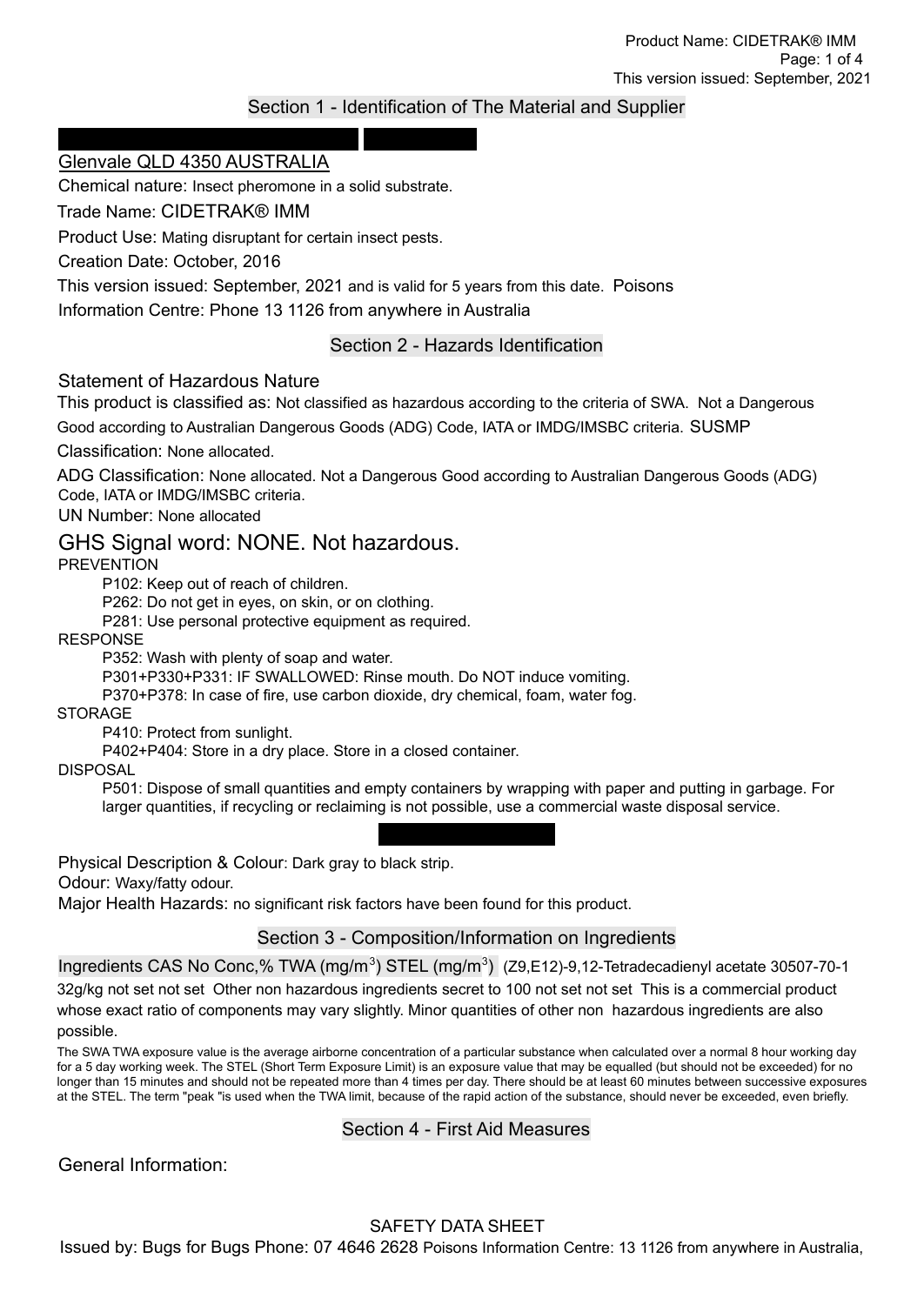## Section 1 - Identification of The Material and Supplier

Glenvale QLD 4350 AUSTRALIA

Chemical nature: Insect pheromone in a solid substrate.

Trade Name: CIDETRAK® IMM

Product Use: Mating disruptant for certain insect pests.

Creation Date: October, 2016

This version issued: September, 2021 and is valid for 5 years from this date. Poisons Information Centre: Phone 13 1126 from anywhere in Australia

## Section 2 - Hazards Identification

### Statement of Hazardous Nature

This product is classified as: Not classified as hazardous according to the criteria of SWA. Not a Dangerous Good according to Australian Dangerous Goods (ADG) Code, IATA or IMDG/IMSBC criteria. SUSMP Classification: None allocated.

ADG Classification: None allocated. Not a Dangerous Good according to Australian Dangerous Goods (ADG) Code, IATA or IMDG/IMSBC criteria.

UN Number: None allocated

### GHS Signal word: NONE. Not hazardous.

PREVENTION

- P102: Keep out of reach of children.
- P262: Do not get in eyes, on skin, or on clothing.
- P281: Use personal protective equipment as required.

RESPONSE

- P352: Wash with plenty of soap and water.
- P301+P330+P331: IF SWALLOWED: Rinse mouth. Do NOT induce vomiting.
- P370+P378: In case of fire, use carbon dioxide, dry chemical, foam, water fog.

STORAGE

- P410: Protect from sunlight.
- P402+P404: Store in a dry place. Store in a closed container.

DISPOSAL

- P501: Dispose of small quantities and empty containers by wrapping with paper and putting in garbage. For larger quantities, if recycling or reclaiming is not possible, use a commercial waste disposal service.

Physical Description & Colour: Dark gray to black strip.

Odour: Waxy/fatty odour.

Major Health Hazards: no significant risk factors have been found for this product.

## Section 3 - Composition/Information on Ingredients

| Ingredients | CAS No | Conc,% | TWA ($mg/m^3$) | STEL ($mg/m^3$) |
|---|---|---|---|---|
| (Z9,E12)-9,12-Tetradecadienyl acetate | 30507-70-1 | 32g/kg | not set | not set |
| Other non hazardous ingredients | secret | to 100 | not set | not set |

This is a commercial product whose exact ratio of components may vary slightly. Minor quantities of other non hazardous ingredients are also possible.

The SWA TWA exposure value is the average airborne concentration of a particular substance when calculated over a normal 8 hour working day for a 5 day working week. The STEL (Short Term Exposure Limit) is an exposure value that may be equalled (but should not be exceeded) for no longer than 15 minutes and should not be repeated more than 4 times per day. There should be at least 60 minutes between successive exposures at the STEL. The term "peak "is used when the TWA limit, because of the rapid action of the substance, should never be exceeded, even briefly.

## Section 4 - First Aid Measures

General Information: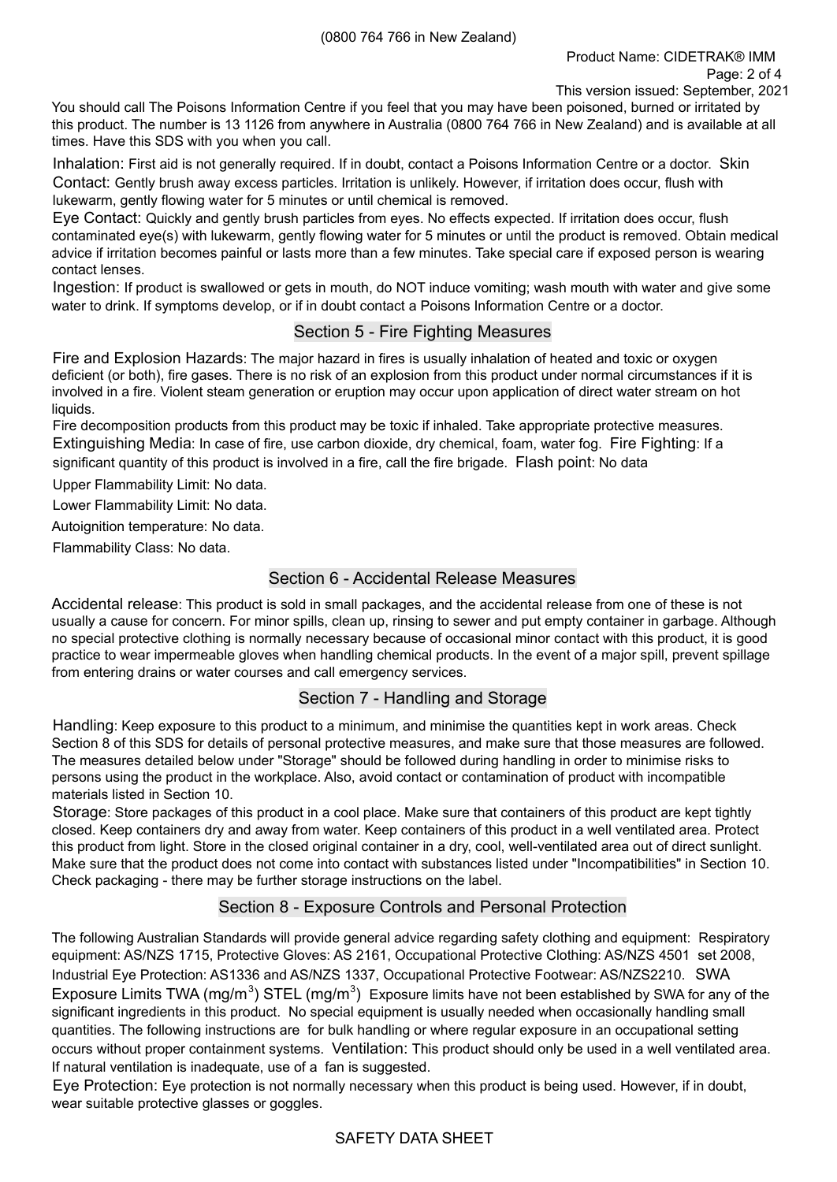(0800 764 766 in New Zealand)

You should call The Poisons Information Centre if you feel that you may have been poisoned, burned or irritated by this product. The number is 13 1126 from anywhere in Australia (0800 764 766 in New Zealand) and is available at all times. Have this SDS with you when you call.

Inhalation: First aid is not generally required. If in doubt, contact a Poisons Information Centre or a doctor. Skin Contact: Gently brush away excess particles. Irritation is unlikely. However, if irritation does occur, flush with lukewarm, gently flowing water for 5 minutes or until chemical is removed.

Eye Contact: Quickly and gently brush particles from eyes. No effects expected. If irritation does occur, flush contaminated eye(s) with lukewarm, gently flowing water for 5 minutes or until the product is removed. Obtain medical advice if irritation becomes painful or lasts more than a few minutes. Take special care if exposed person is wearing contact lenses.

Ingestion: If product is swallowed or gets in mouth, do NOT induce vomiting; wash mouth with water and give some water to drink. If symptoms develop, or if in doubt contact a Poisons Information Centre or a doctor.

## Section 5 - Fire Fighting Measures

Fire and Explosion Hazards: The major hazard in fires is usually inhalation of heated and toxic or oxygen deficient (or both), fire gases. There is no risk of an explosion from this product under normal circumstances if it is involved in a fire. Violent steam generation or eruption may occur upon application of direct water stream on hot liquids.

Fire decomposition products from this product may be toxic if inhaled. Take appropriate protective measures. Extinguishing Media: In case of fire, use carbon dioxide, dry chemical, foam, water fog. Fire Fighting: If a significant quantity of this product is involved in a fire, call the fire brigade. Flash point: No data

Upper Flammability Limit: No data.

Lower Flammability Limit: No data.

Autoignition temperature: No data.

Flammability Class: No data.

## Section 6 - Accidental Release Measures

Accidental release: This product is sold in small packages, and the accidental release from one of these is not usually a cause for concern. For minor spills, clean up, rinsing to sewer and put empty container in garbage. Although no special protective clothing is normally necessary because of occasional minor contact with this product, it is good practice to wear impermeable gloves when handling chemical products. In the event of a major spill, prevent spillage from entering drains or water courses and call emergency services.

## Section 7 - Handling and Storage

Handling: Keep exposure to this product to a minimum, and minimise the quantities kept in work areas. Check Section 8 of this SDS for details of personal protective measures, and make sure that those measures are followed. The measures detailed below under "Storage" should be followed during handling in order to minimise risks to persons using the product in the workplace. Also, avoid contact or contamination of product with incompatible materials listed in Section 10.

Storage: Store packages of this product in a cool place. Make sure that containers of this product are kept tightly closed. Keep containers dry and away from water. Keep containers of this product in a well ventilated area. Protect this product from light. Store in the closed original container in a dry, cool, well-ventilated area out of direct sunlight. Make sure that the product does not come into contact with substances listed under "Incompatibilities" in Section 10. Check packaging - there may be further storage instructions on the label.

## Section 8 - Exposure Controls and Personal Protection

The following Australian Standards will provide general advice regarding safety clothing and equipment: Respiratory equipment: AS/NZS 1715, Protective Gloves: AS 2161, Occupational Protective Clothing: AS/NZS 4501 set 2008, Industrial Eye Protection: AS1336 and AS/NZS 1337, Occupational Protective Footwear: AS/NZS2210. SWA Exposure Limits TWA ($mg/m^3$) STEL ($mg/m^3$) Exposure limits have not been established by SWA for any of the significant ingredients in this product. No special equipment is usually needed when occasionally handling small quantities. The following instructions are for bulk handling or where regular exposure in an occupational setting occurs without proper containment systems. Ventilation: This product should only be used in a well ventilated area. If natural ventilation is inadequate, use of a fan is suggested.

Eye Protection: Eye protection is not normally necessary when this product is being used. However, if in doubt, wear suitable protective glasses or goggles.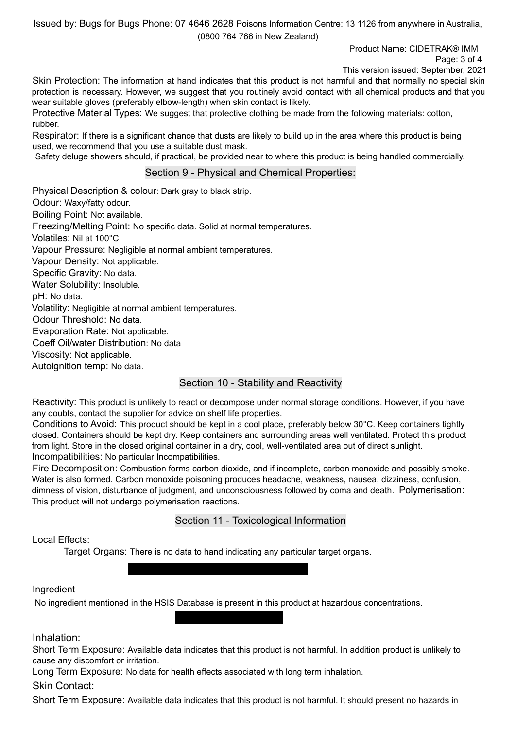Skin Protection: The information at hand indicates that this product is not harmful and that normally no special skin protection is necessary. However, we suggest that you routinely avoid contact with all chemical products and that you wear suitable gloves (preferably elbow-length) when skin contact is likely.

Protective Material Types: We suggest that protective clothing be made from the following materials: cotton, rubber.

Respirator: If there is a significant chance that dusts are likely to build up in the area where this product is being used, we recommend that you use a suitable dust mask.

Safety deluge showers should, if practical, be provided near to where this product is being handled commercially.

## Section 9 - Physical and Chemical Properties:

Physical Description & colour: Dark gray to black strip.

Odour: Waxy/fatty odour.

Boiling Point: Not available.

Freezing/Melting Point: No specific data. Solid at normal temperatures.

Volatiles: Nil at 100°C.

Vapour Pressure: Negligible at normal ambient temperatures.

Vapour Density: Not applicable.

Specific Gravity: No data.

Water Solubility: Insoluble.

pH: No data.

Volatility: Negligible at normal ambient temperatures.

Odour Threshold: No data.

Evaporation Rate: Not applicable.

Coeff Oil/water Distribution: No data

Viscosity: Not applicable.

Autoignition temp: No data.

## Section 10 - Stability and Reactivity

Reactivity: This product is unlikely to react or decompose under normal storage conditions. However, if you have any doubts, contact the supplier for advice on shelf life properties.

Conditions to Avoid: This product should be kept in a cool place, preferably below 30°C. Keep containers tightly closed. Containers should be kept dry. Keep containers and surrounding areas well ventilated. Protect this product from light. Store in the closed original container in a dry, cool, well-ventilated area out of direct sunlight.

Incompatibilities: No particular Incompatibilities.

Fire Decomposition: Combustion forms carbon dioxide, and if incomplete, carbon monoxide and possibly smoke. Water is also formed. Carbon monoxide poisoning produces headache, weakness, nausea, dizziness, confusion, dimness of vision, disturbance of judgment, and unconsciousness followed by coma and death. Polymerisation: This product will not undergo polymerisation reactions.

## Section 11 - Toxicological Information

Local Effects:

Target Organs: There is no data to hand indicating any particular target organs.

Ingredient

No ingredient mentioned in the HSIS Database is present in this product at hazardous concentrations.

Inhalation:

Short Term Exposure: Available data indicates that this product is not harmful. In addition product is unlikely to cause any discomfort or irritation.

Long Term Exposure: No data for health effects associated with long term inhalation.

Skin Contact:

Short Term Exposure: Available data indicates that this product is not harmful. It should present no hazards in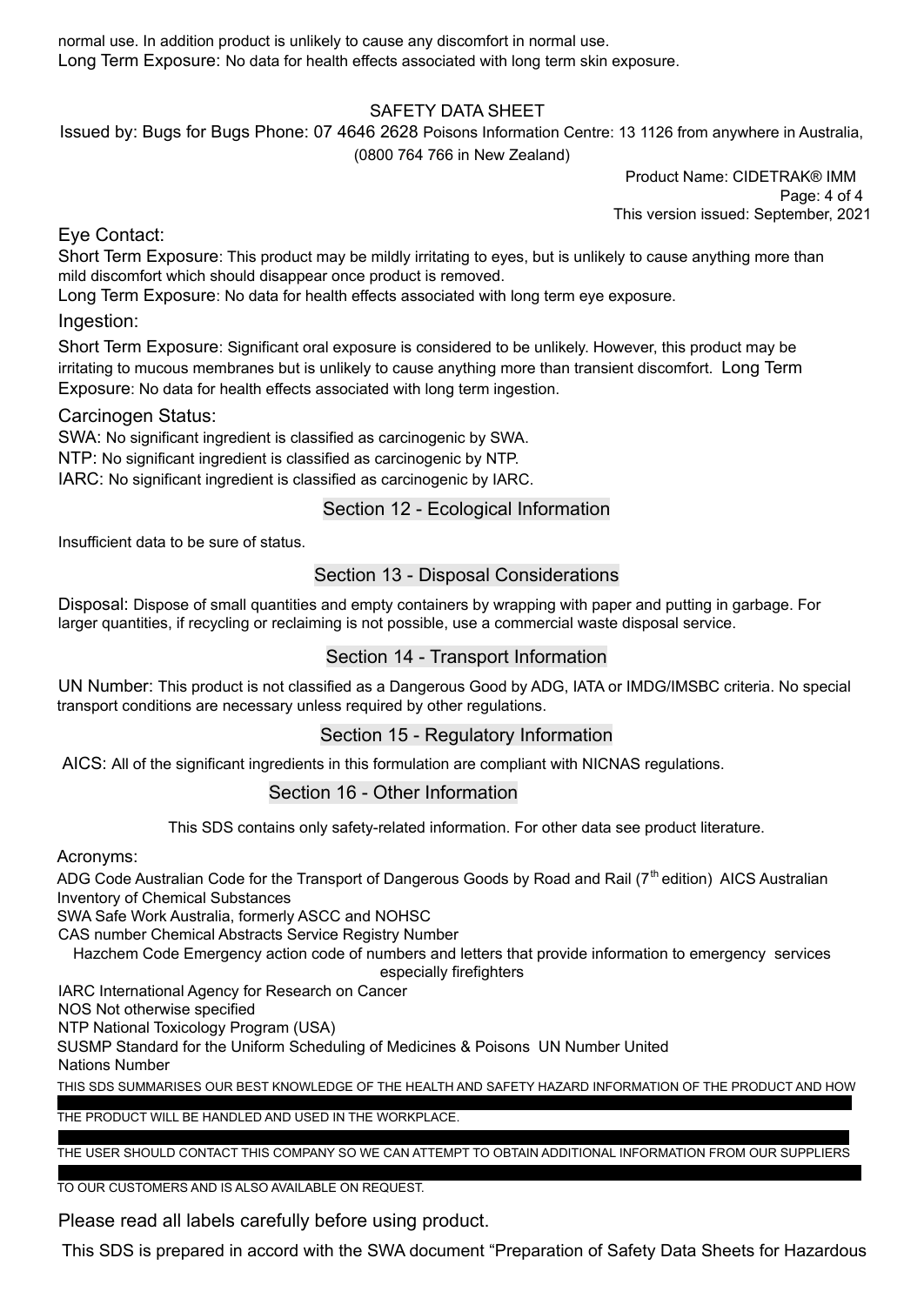normal use. In addition product is unlikely to cause any discomfort in normal use.

Long Term Exposure: No data for health effects associated with long term skin exposure.

SAFETY DATA SHEET

Issued by: Bugs for Bugs Phone: 07 4646 2628 Poisons Information Centre: 13 1126 from anywhere in Australia, (0800 764 766 in New Zealand)

Product Name: CIDETRAK® IMM
This version issued: September, 2021

Eye Contact:

Short Term Exposure: This product may be mildly irritating to eyes, but is unlikely to cause anything more than mild discomfort which should disappear once product is removed.

Long Term Exposure: No data for health effects associated with long term eye exposure.

Ingestion:

Short Term Exposure: Significant oral exposure is considered to be unlikely. However, this product may be irritating to mucous membranes but is unlikely to cause anything more than transient discomfort. Long Term Exposure: No data for health effects associated with long term ingestion.

Carcinogen Status:

SWA: No significant ingredient is classified as carcinogenic by SWA.

NTP: No significant ingredient is classified as carcinogenic by NTP.

IARC: No significant ingredient is classified as carcinogenic by IARC.

## Section 12 - Ecological Information

Insufficient data to be sure of status.

## Section 13 - Disposal Considerations

Disposal: Dispose of small quantities and empty containers by wrapping with paper and putting in garbage. For larger quantities, if recycling or reclaiming is not possible, use a commercial waste disposal service.

## Section 14 - Transport Information

UN Number: This product is not classified as a Dangerous Good by ADG, IATA or IMDG/IMSBC criteria. No special transport conditions are necessary unless required by other regulations.

## Section 15 - Regulatory Information

AICS: All of the significant ingredients in this formulation are compliant with NICNAS regulations.

## Section 16 - Other Information

This SDS contains only safety-related information. For other data see product literature.

Acronyms:

ADG Code Australian Code for the Transport of Dangerous Goods by Road and Rail (7th edition) AICS Australian Inventory of Chemical Substances

SWA Safe Work Australia, formerly ASCC and NOHSC

CAS number Chemical Abstracts Service Registry Number

Hazchem Code Emergency action code of numbers and letters that provide information to emergency services especially firefighters

IARC International Agency for Research on Cancer

NOS Not otherwise specified

NTP National Toxicology Program (USA)

SUSMP Standard for the Uniform Scheduling of Medicines & Poisons UN Number United Nations Number

THIS SDS SUMMARISES OUR BEST KNOWLEDGE OF THE HEALTH AND SAFETY HAZARD INFORMATION OF THE PRODUCT AND HOW

THE PRODUCT WILL BE HANDLED AND USED IN THE WORKPLACE.

THE USER SHOULD CONTACT THIS COMPANY SO WE CAN ATTEMPT TO OBTAIN ADDITIONAL INFORMATION FROM OUR SUPPLIERS

TO OUR CUSTOMERS AND IS ALSO AVAILABLE ON REQUEST.

Please read all labels carefully before using product.

This SDS is prepared in accord with the SWA document "Preparation of Safety Data Sheets for Hazardous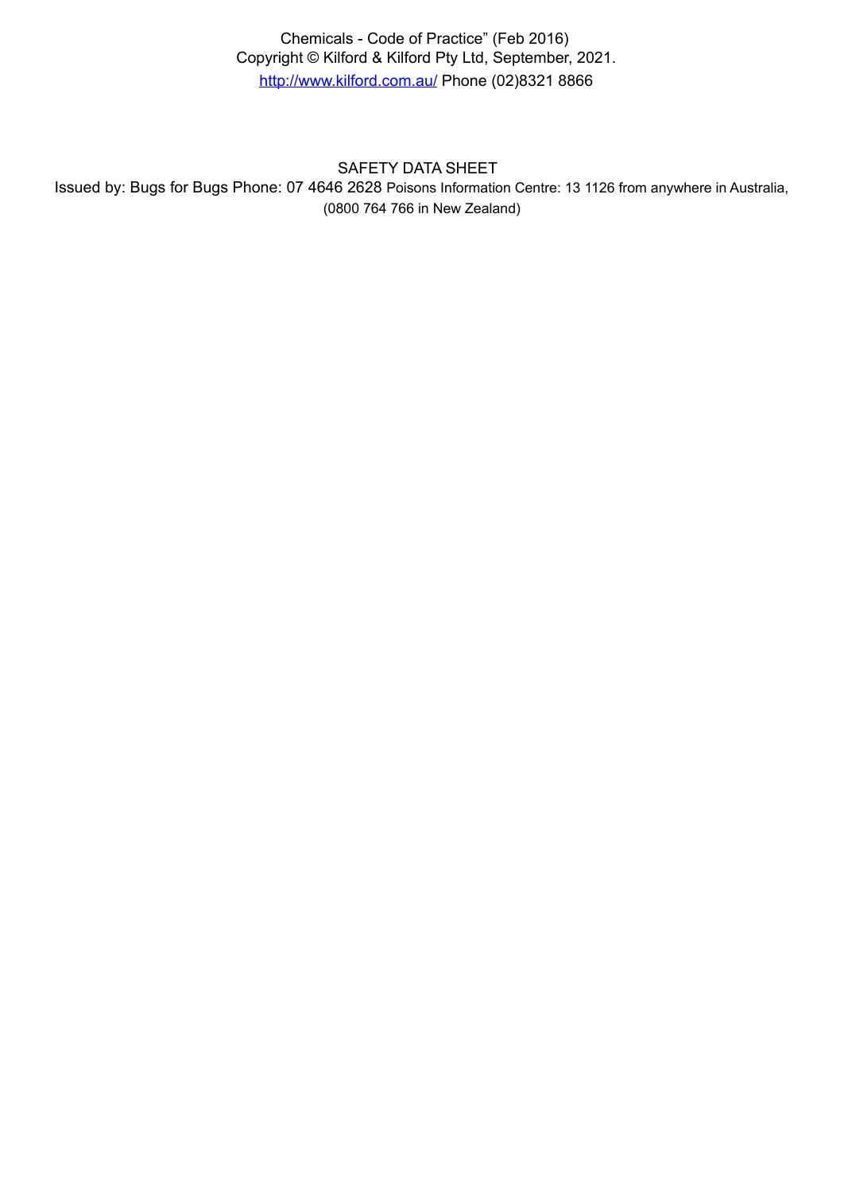Chemicals - Code of Practice" (Feb 2016)
Copyright © Kilford & Kilford Pty Ltd, September, 2021.
[http://www.kilford.com.au/](http://www.kilford.com.au/) Phone (02)8321 8866

SAFETY DATA SHEET
Issued by: Bugs for Bugs Phone: 07 4646 2628 Poisons Information Centre: 13 1126 from anywhere in Australia, (0800 764 766 in New Zealand)